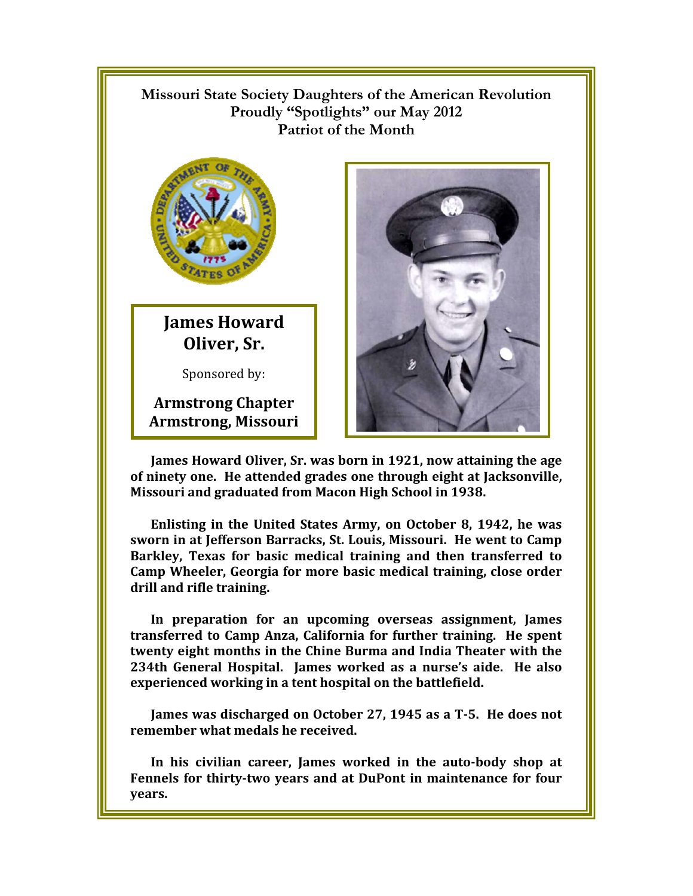**Missouri State Society Daughters of the American Revolution**
**Proudly "Spotlights" our May 2012**
**Patriot of the Month**

## James Howard Oliver, Sr.

Sponsored by:

**Armstrong Chapter**
**Armstrong, Missouri**

**James Howard Oliver, Sr. was born in 1921, now attaining the age of ninety one. He attended grades one through eight at Jacksonville, Missouri and graduated from Macon High School in 1938.**

**Enlisting in the United States Army, on October 8, 1942, he was sworn in at Jefferson Barracks, St. Louis, Missouri. He went to Camp Barkley, Texas for basic medical training and then transferred to Camp Wheeler, Georgia for more basic medical training, close order drill and rifle training.**

**In preparation for an upcoming overseas assignment, James transferred to Camp Anza, California for further training. He spent twenty eight months in the Chine Burma and India Theater with the 234th General Hospital. James worked as a nurse's aide. He also experienced working in a tent hospital on the battlefield.**

**James was discharged on October 27, 1945 as a T-5. He does not remember what medals he received.**

**In his civilian career, James worked in the auto-body shop at Fennels for thirty-two years and at DuPont in maintenance for four years.**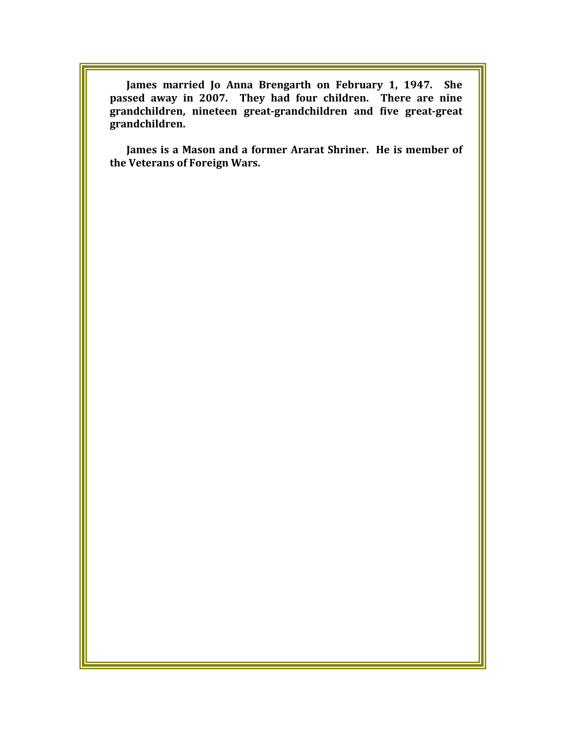**James married Jo Anna Brengarth on February 1, 1947. She passed away in 2007. They had four children. There are nine grandchildren, nineteen great-grandchildren and five great-great grandchildren.**

**James is a Mason and a former Ararat Shriner. He is member of the Veterans of Foreign Wars.**